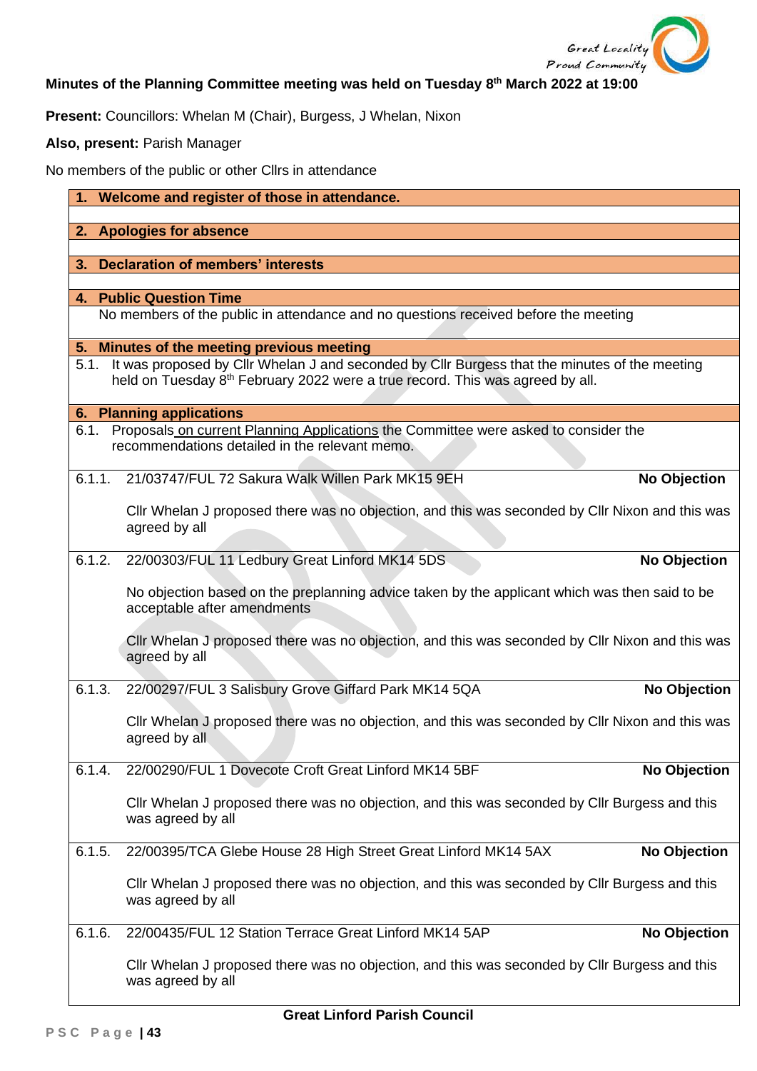**Minutes of the Planning Committee meeting was held on Tuesday 8th March 2022 at 19:00**

**Present:** Councillors: Whelan M (Chair), Burgess, J Whelan, Nixon

**Also, present:** Parish Manager

No members of the public or other Cllrs in attendance

## 1. Welcome and register of those in attendance.

## 2. Apologies for absence

## 3. Declaration of members' interests

## 4. Public Question Time

No members of the public in attendance and no questions received before the meeting

## 5. Minutes of the meeting previous meeting

5.1. It was proposed by Cllr Whelan J and seconded by Cllr Burgess that the minutes of the meeting held on Tuesday 8th February 2022 were a true record. This was agreed by all.

## 6. Planning applications

6.1. Proposals on current Planning Applications the Committee were asked to consider the recommendations detailed in the relevant memo.

6.1.1. 21/03747/FUL 72 Sakura Walk Willen Park MK15 9EH — **No Objection**

Cllr Whelan J proposed there was no objection, and this was seconded by Cllr Nixon and this was agreed by all

6.1.2. 22/00303/FUL 11 Ledbury Great Linford MK14 5DS — **No Objection**

No objection based on the preplanning advice taken by the applicant which was then said to be acceptable after amendments

Cllr Whelan J proposed there was no objection, and this was seconded by Cllr Nixon and this was agreed by all

6.1.3. 22/00297/FUL 3 Salisbury Grove Giffard Park MK14 5QA — **No Objection**

Cllr Whelan J proposed there was no objection, and this was seconded by Cllr Nixon and this was agreed by all

6.1.4. 22/00290/FUL 1 Dovecote Croft Great Linford MK14 5BF — **No Objection**

Cllr Whelan J proposed there was no objection, and this was seconded by Cllr Burgess and this was agreed by all

6.1.5. 22/00395/TCA Glebe House 28 High Street Great Linford MK14 5AX — **No Objection**

Cllr Whelan J proposed there was no objection, and this was seconded by Cllr Burgess and this was agreed by all

6.1.6. 22/00435/FUL 12 Station Terrace Great Linford MK14 5AP — **No Objection**

Cllr Whelan J proposed there was no objection, and this was seconded by Cllr Burgess and this was agreed by all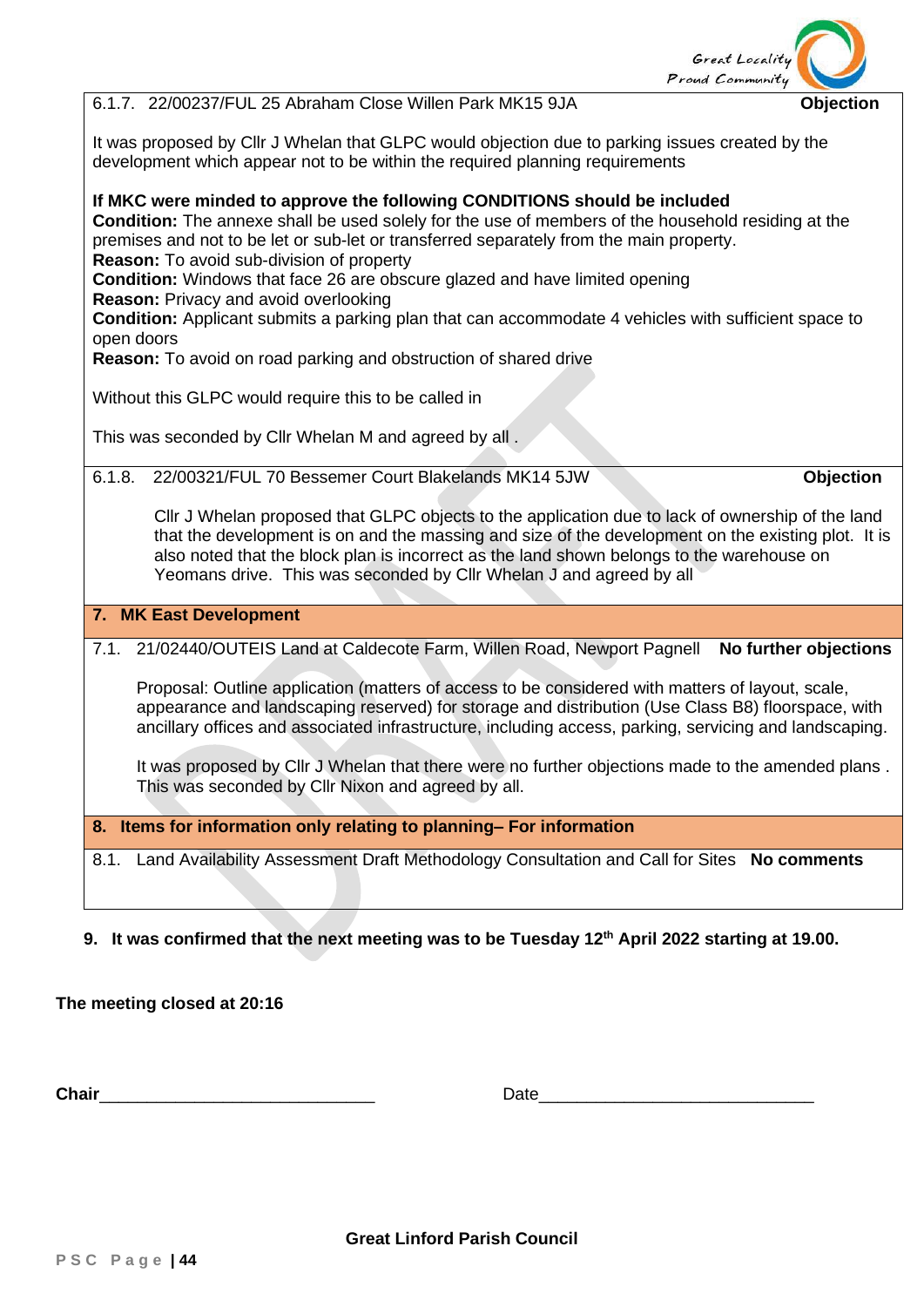**6.1.7. 22/00237/FUL 25 Abraham Close Willen Park MK15 9JA — Objection**

It was proposed by Cllr J Whelan that GLPC would objection due to parking issues created by the development which appear not to be within the required planning requirements

**If MKC were minded to approve the following CONDITIONS should be included**
**Condition:** The annexe shall be used solely for the use of members of the household residing at the premises and not to be let or sub-let or transferred separately from the main property.
**Reason:** To avoid sub-division of property
**Condition:** Windows that face 26 are obscure glazed and have limited opening
**Reason:** Privacy and avoid overlooking
**Condition:** Applicant submits a parking plan that can accommodate 4 vehicles with sufficient space to open doors
**Reason:** To avoid on road parking and obstruction of shared drive

Without this GLPC would require this to be called in

This was seconded by Cllr Whelan M and agreed by all .

**6.1.8. 22/00321/FUL 70 Bessemer Court Blakelands MK14 5JW — Objection**

Cllr J Whelan proposed that GLPC objects to the application due to lack of ownership of the land that the development is on and the massing and size of the development on the existing plot. It is also noted that the block plan is incorrect as the land shown belongs to the warehouse on Yeomans drive. This was seconded by Cllr Whelan J and agreed by all

## 7. MK East Development

**7.1. 21/02440/OUTEIS Land at Caldecote Farm, Willen Road, Newport Pagnell — No further objections**

Proposal: Outline application (matters of access to be considered with matters of layout, scale, appearance and landscaping reserved) for storage and distribution (Use Class B8) floorspace, with ancillary offices and associated infrastructure, including access, parking, servicing and landscaping.

It was proposed by Cllr J Whelan that there were no further objections made to the amended plans . This was seconded by Cllr Nixon and agreed by all.

## 8. Items for information only relating to planning– For information

**8.1. Land Availability Assessment Draft Methodology Consultation and Call for Sites — No comments**

**9. It was confirmed that the next meeting was to be Tuesday 12th April 2022 starting at 19.00.**

**The meeting closed at 20:16**

**Chair**_____________________________ Date_____________________________

Great Linford Parish Council